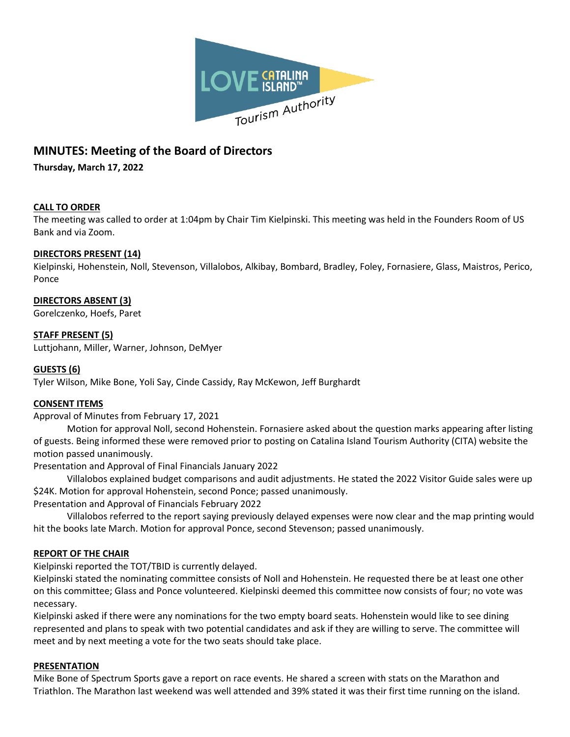# MINUTES: Meeting of the Board of Directors

**Thursday, March 17, 2022**

**CALL TO ORDER**

The meeting was called to order at 1:04pm by Chair Tim Kielpinski. This meeting was held in the Founders Room of US Bank and via Zoom.

**DIRECTORS PRESENT (14)**

Kielpinski, Hohenstein, Noll, Stevenson, Villalobos, Alkibay, Bombard, Bradley, Foley, Fornasiere, Glass, Maistros, Perico, Ponce

**DIRECTORS ABSENT (3)**

Gorelczenko, Hoefs, Paret

**STAFF PRESENT (5)**

Luttjohann, Miller, Warner, Johnson, DeMyer

**GUESTS (6)**

Tyler Wilson, Mike Bone, Yoli Say, Cinde Cassidy, Ray McKewon, Jeff Burghardt

**CONSENT ITEMS**

Approval of Minutes from February 17, 2021

Motion for approval Noll, second Hohenstein. Fornasiere asked about the question marks appearing after listing of guests. Being informed these were removed prior to posting on Catalina Island Tourism Authority (CITA) website the motion passed unanimously.

Presentation and Approval of Final Financials January 2022

Villalobos explained budget comparisons and audit adjustments. He stated the 2022 Visitor Guide sales were up $24K. Motion for approval Hohenstein, second Ponce; passed unanimously.

Presentation and Approval of Financials February 2022

Villalobos referred to the report saying previously delayed expenses were now clear and the map printing would hit the books late March. Motion for approval Ponce, second Stevenson; passed unanimously.

**REPORT OF THE CHAIR**

Kielpinski reported the TOT/TBID is currently delayed.

Kielpinski stated the nominating committee consists of Noll and Hohenstein. He requested there be at least one other on this committee; Glass and Ponce volunteered. Kielpinski deemed this committee now consists of four; no vote was necessary.

Kielpinski asked if there were any nominations for the two empty board seats. Hohenstein would like to see dining represented and plans to speak with two potential candidates and ask if they are willing to serve. The committee will meet and by next meeting a vote for the two seats should take place.

**PRESENTATION**

Mike Bone of Spectrum Sports gave a report on race events. He shared a screen with stats on the Marathon and Triathlon. The Marathon last weekend was well attended and 39% stated it was their first time running on the island.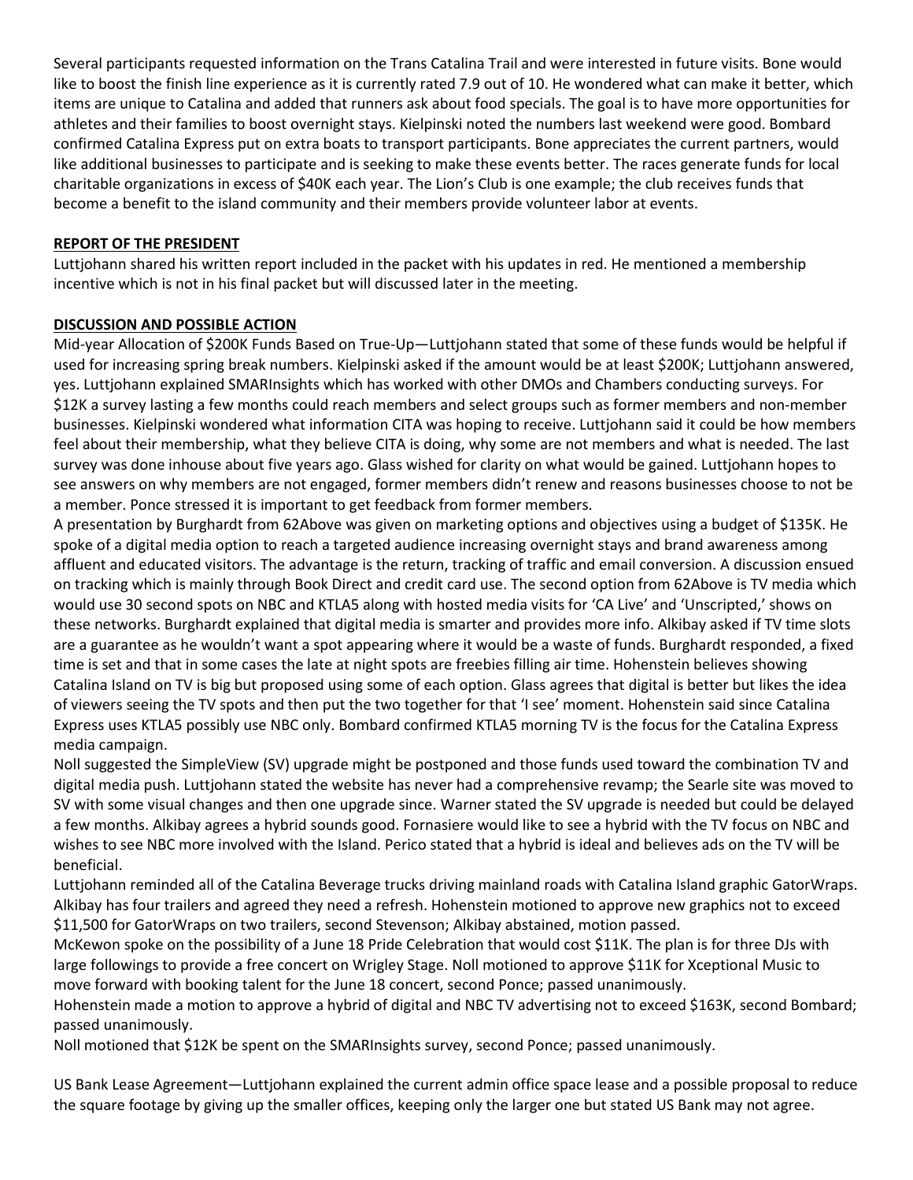Several participants requested information on the Trans Catalina Trail and were interested in future visits. Bone would like to boost the finish line experience as it is currently rated 7.9 out of 10. He wondered what can make it better, which items are unique to Catalina and added that runners ask about food specials. The goal is to have more opportunities for athletes and their families to boost overnight stays. Kielpinski noted the numbers last weekend were good. Bombard confirmed Catalina Express put on extra boats to transport participants. Bone appreciates the current partners, would like additional businesses to participate and is seeking to make these events better. The races generate funds for local charitable organizations in excess of $40K each year. The Lion's Club is one example; the club receives funds that become a benefit to the island community and their members provide volunteer labor at events.

**REPORT OF THE PRESIDENT**

Luttjohann shared his written report included in the packet with his updates in red. He mentioned a membership incentive which is not in his final packet but will discussed later in the meeting.

**DISCUSSION AND POSSIBLE ACTION**

Mid-year Allocation of $200K Funds Based on True-Up—Luttjohann stated that some of these funds would be helpful if used for increasing spring break numbers. Kielpinski asked if the amount would be at least $200K; Luttjohann answered, yes. Luttjohann explained SMARInsights which has worked with other DMOs and Chambers conducting surveys. For $12K a survey lasting a few months could reach members and select groups such as former members and non-member businesses. Kielpinski wondered what information CITA was hoping to receive. Luttjohann said it could be how members feel about their membership, what they believe CITA is doing, why some are not members and what is needed. The last survey was done inhouse about five years ago. Glass wished for clarity on what would be gained. Luttjohann hopes to see answers on why members are not engaged, former members didn't renew and reasons businesses choose to not be a member. Ponce stressed it is important to get feedback from former members.

A presentation by Burghardt from 62Above was given on marketing options and objectives using a budget of $135K. He spoke of a digital media option to reach a targeted audience increasing overnight stays and brand awareness among affluent and educated visitors. The advantage is the return, tracking of traffic and email conversion. A discussion ensued on tracking which is mainly through Book Direct and credit card use. The second option from 62Above is TV media which would use 30 second spots on NBC and KTLA5 along with hosted media visits for 'CA Live' and 'Unscripted,' shows on these networks. Burghardt explained that digital media is smarter and provides more info. Alkibay asked if TV time slots are a guarantee as he wouldn't want a spot appearing where it would be a waste of funds. Burghardt responded, a fixed time is set and that in some cases the late at night spots are freebies filling air time. Hohenstein believes showing Catalina Island on TV is big but proposed using some of each option. Glass agrees that digital is better but likes the idea of viewers seeing the TV spots and then put the two together for that 'I see' moment. Hohenstein said since Catalina Express uses KTLA5 possibly use NBC only. Bombard confirmed KTLA5 morning TV is the focus for the Catalina Express media campaign.

Noll suggested the SimpleView (SV) upgrade might be postponed and those funds used toward the combination TV and digital media push. Luttjohann stated the website has never had a comprehensive revamp; the Searle site was moved to SV with some visual changes and then one upgrade since. Warner stated the SV upgrade is needed but could be delayed a few months. Alkibay agrees a hybrid sounds good. Fornasiere would like to see a hybrid with the TV focus on NBC and wishes to see NBC more involved with the Island. Perico stated that a hybrid is ideal and believes ads on the TV will be beneficial.

Luttjohann reminded all of the Catalina Beverage trucks driving mainland roads with Catalina Island graphic GatorWraps. Alkibay has four trailers and agreed they need a refresh. Hohenstein motioned to approve new graphics not to exceed $11,500 for GatorWraps on two trailers, second Stevenson; Alkibay abstained, motion passed.

McKewon spoke on the possibility of a June 18 Pride Celebration that would cost $11K. The plan is for three DJs with large followings to provide a free concert on Wrigley Stage. Noll motioned to approve $11K for Xceptional Music to move forward with booking talent for the June 18 concert, second Ponce; passed unanimously.

Hohenstein made a motion to approve a hybrid of digital and NBC TV advertising not to exceed $163K, second Bombard; passed unanimously.

Noll motioned that $12K be spent on the SMARInsights survey, second Ponce; passed unanimously.

US Bank Lease Agreement—Luttjohann explained the current admin office space lease and a possible proposal to reduce the square footage by giving up the smaller offices, keeping only the larger one but stated US Bank may not agree.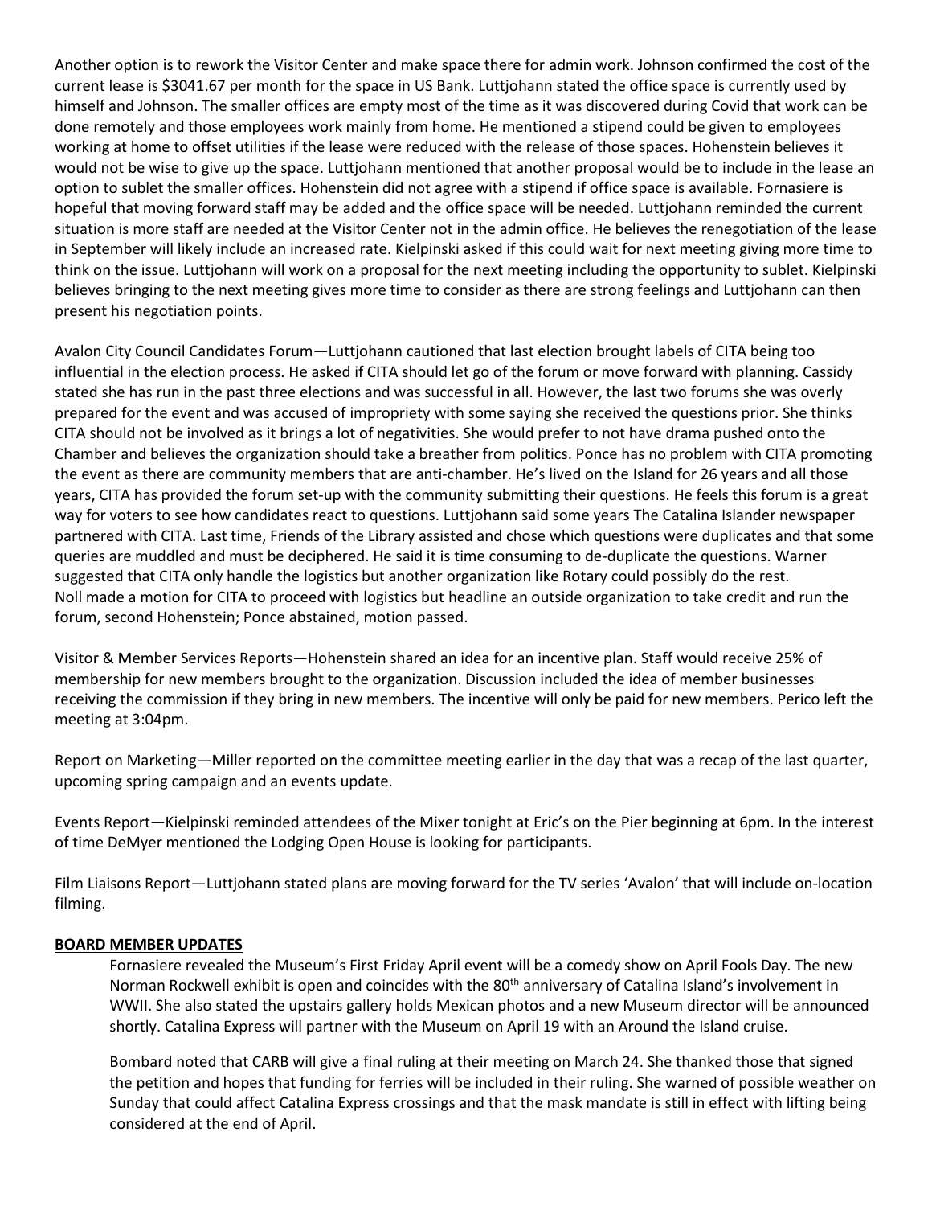Another option is to rework the Visitor Center and make space there for admin work. Johnson confirmed the cost of the current lease is $3041.67 per month for the space in US Bank. Luttjohann stated the office space is currently used by himself and Johnson. The smaller offices are empty most of the time as it was discovered during Covid that work can be done remotely and those employees work mainly from home. He mentioned a stipend could be given to employees working at home to offset utilities if the lease were reduced with the release of those spaces. Hohenstein believes it would not be wise to give up the space. Luttjohann mentioned that another proposal would be to include in the lease an option to sublet the smaller offices. Hohenstein did not agree with a stipend if office space is available. Fornasiere is hopeful that moving forward staff may be added and the office space will be needed. Luttjohann reminded the current situation is more staff are needed at the Visitor Center not in the admin office. He believes the renegotiation of the lease in September will likely include an increased rate. Kielpinski asked if this could wait for next meeting giving more time to think on the issue. Luttjohann will work on a proposal for the next meeting including the opportunity to sublet. Kielpinski believes bringing to the next meeting gives more time to consider as there are strong feelings and Luttjohann can then present his negotiation points.

Avalon City Council Candidates Forum—Luttjohann cautioned that last election brought labels of CITA being too influential in the election process. He asked if CITA should let go of the forum or move forward with planning. Cassidy stated she has run in the past three elections and was successful in all. However, the last two forums she was overly prepared for the event and was accused of impropriety with some saying she received the questions prior. She thinks CITA should not be involved as it brings a lot of negativities. She would prefer to not have drama pushed onto the Chamber and believes the organization should take a breather from politics. Ponce has no problem with CITA promoting the event as there are community members that are anti-chamber. He's lived on the Island for 26 years and all those years, CITA has provided the forum set-up with the community submitting their questions. He feels this forum is a great way for voters to see how candidates react to questions. Luttjohann said some years The Catalina Islander newspaper partnered with CITA. Last time, Friends of the Library assisted and chose which questions were duplicates and that some queries are muddled and must be deciphered. He said it is time consuming to de-duplicate the questions. Warner suggested that CITA only handle the logistics but another organization like Rotary could possibly do the rest.
Noll made a motion for CITA to proceed with logistics but headline an outside organization to take credit and run the forum, second Hohenstein; Ponce abstained, motion passed.

Visitor & Member Services Reports—Hohenstein shared an idea for an incentive plan. Staff would receive 25% of membership for new members brought to the organization. Discussion included the idea of member businesses receiving the commission if they bring in new members. The incentive will only be paid for new members. Perico left the meeting at 3:04pm.

Report on Marketing—Miller reported on the committee meeting earlier in the day that was a recap of the last quarter, upcoming spring campaign and an events update.

Events Report—Kielpinski reminded attendees of the Mixer tonight at Eric's on the Pier beginning at 6pm. In the interest of time DeMyer mentioned the Lodging Open House is looking for participants.

Film Liaisons Report—Luttjohann stated plans are moving forward for the TV series 'Avalon' that will include on-location filming.

**BOARD MEMBER UPDATES**

Fornasiere revealed the Museum's First Friday April event will be a comedy show on April Fools Day. The new Norman Rockwell exhibit is open and coincides with the 80th anniversary of Catalina Island's involvement in WWII. She also stated the upstairs gallery holds Mexican photos and a new Museum director will be announced shortly. Catalina Express will partner with the Museum on April 19 with an Around the Island cruise.

Bombard noted that CARB will give a final ruling at their meeting on March 24. She thanked those that signed the petition and hopes that funding for ferries will be included in their ruling. She warned of possible weather on Sunday that could affect Catalina Express crossings and that the mask mandate is still in effect with lifting being considered at the end of April.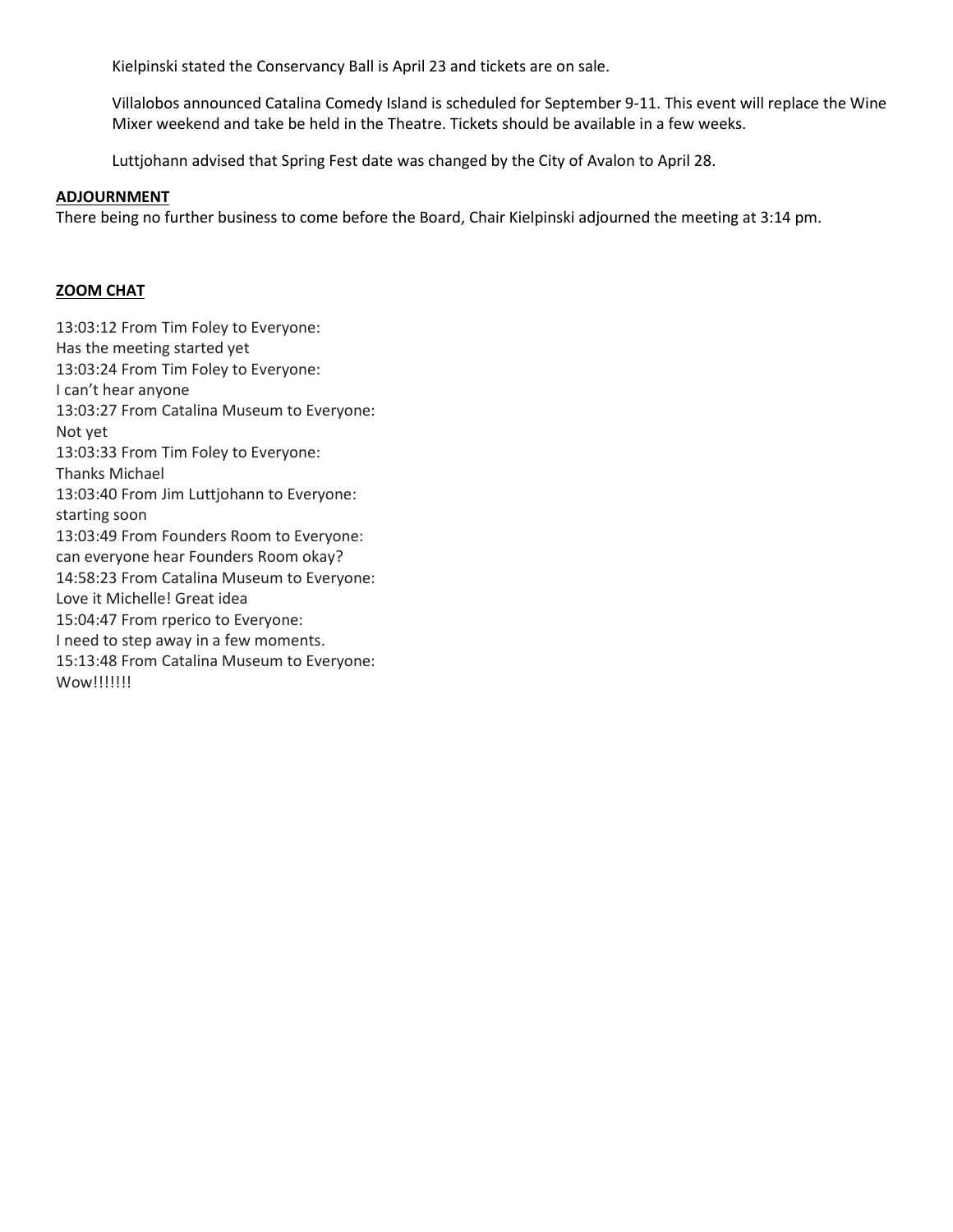Kielpinski stated the Conservancy Ball is April 23 and tickets are on sale.

Villalobos announced Catalina Comedy Island is scheduled for September 9-11. This event will replace the Wine Mixer weekend and take be held in the Theatre. Tickets should be available in a few weeks.

Luttjohann advised that Spring Fest date was changed by the City of Avalon to April 28.

**ADJOURNMENT**

There being no further business to come before the Board, Chair Kielpinski adjourned the meeting at 3:14 pm.

**ZOOM CHAT**

13:03:12 From Tim Foley to Everyone:
Has the meeting started yet
13:03:24 From Tim Foley to Everyone:
I can't hear anyone
13:03:27 From Catalina Museum to Everyone:
Not yet
13:03:33 From Tim Foley to Everyone:
Thanks Michael
13:03:40 From Jim Luttjohann to Everyone:
starting soon
13:03:49 From Founders Room to Everyone:
can everyone hear Founders Room okay?
14:58:23 From Catalina Museum to Everyone:
Love it Michelle! Great idea
15:04:47 From rperico to Everyone:
I need to step away in a few moments.
15:13:48 From Catalina Museum to Everyone:
Wow!!!!!!!